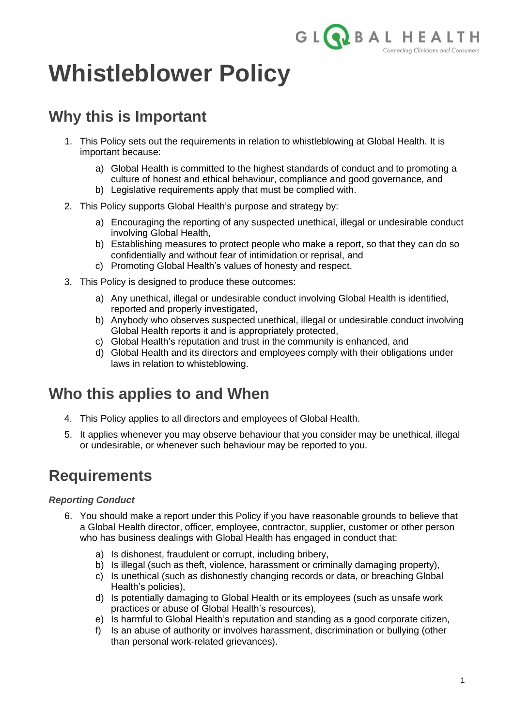# Whistleblower Policy

## Why this is Important

1. This Policy sets out the requirements in relation to whistleblowing at Global Health. It is important because:
   a) Global Health is committed to the highest standards of conduct and to promoting a culture of honest and ethical behaviour, compliance and good governance, and
   b) Legislative requirements apply that must be complied with.
2. This Policy supports Global Health's purpose and strategy by:
   a) Encouraging the reporting of any suspected unethical, illegal or undesirable conduct involving Global Health,
   b) Establishing measures to protect people who make a report, so that they can do so confidentially and without fear of intimidation or reprisal, and
   c) Promoting Global Health's values of honesty and respect.
3. This Policy is designed to produce these outcomes:
   a) Any unethical, illegal or undesirable conduct involving Global Health is identified, reported and properly investigated,
   b) Anybody who observes suspected unethical, illegal or undesirable conduct involving Global Health reports it and is appropriately protected,
   c) Global Health's reputation and trust in the community is enhanced, and
   d) Global Health and its directors and employees comply with their obligations under laws in relation to whisteblowing.

## Who this applies to and When

4. This Policy applies to all directors and employees of Global Health.
5. It applies whenever you may observe behaviour that you consider may be unethical, illegal or undesirable, or whenever such behaviour may be reported to you.

## Requirements

### *Reporting Conduct*

6. You should make a report under this Policy if you have reasonable grounds to believe that a Global Health director, officer, employee, contractor, supplier, customer or other person who has business dealings with Global Health has engaged in conduct that:
   a) Is dishonest, fraudulent or corrupt, including bribery,
   b) Is illegal (such as theft, violence, harassment or criminally damaging property),
   c) Is unethical (such as dishonestly changing records or data, or breaching Global Health's policies),
   d) Is potentially damaging to Global Health or its employees (such as unsafe work practices or abuse of Global Health's resources),
   e) Is harmful to Global Health's reputation and standing as a good corporate citizen,
   f) Is an abuse of authority or involves harassment, discrimination or bullying (other than personal work-related grievances).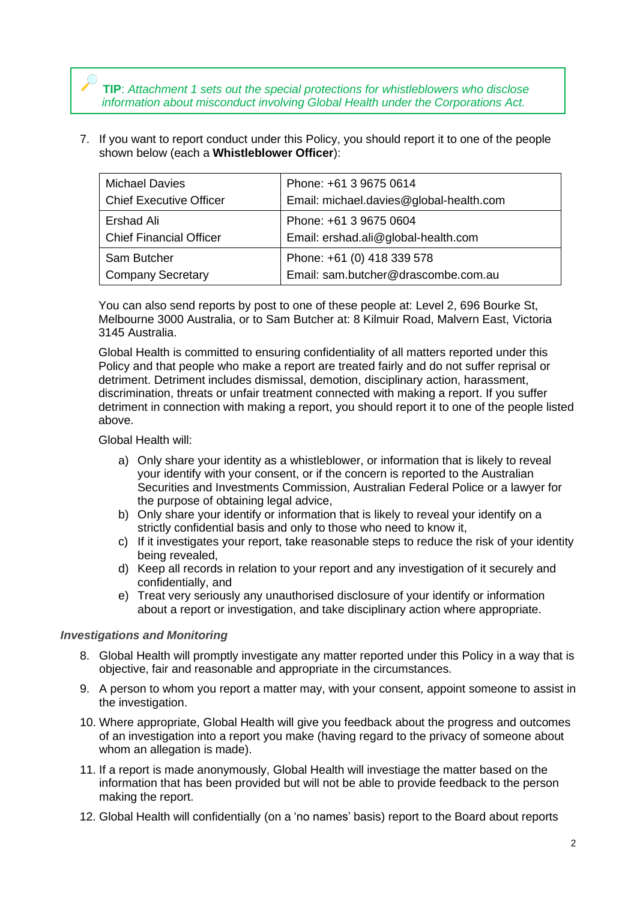> **TIP**: *Attachment 1 sets out the special protections for whistleblowers who disclose information about misconduct involving Global Health under the Corporations Act.*

7. If you want to report conduct under this Policy, you should report it to one of the people shown below (each a **Whistleblower Officer**):

| | |
|---|---|
| Michael Davies<br>Chief Executive Officer | Phone: +61 3 9675 0614<br>Email: michael.davies@global-health.com |
| Ershad Ali<br>Chief Financial Officer | Phone: +61 3 9675 0604<br>Email: ershad.ali@global-health.com |
| Sam Butcher<br>Company Secretary | Phone: +61 (0) 418 339 578<br>Email: sam.butcher@drascombe.com.au |

You can also send reports by post to one of these people at: Level 2, 696 Bourke St, Melbourne 3000 Australia, or to Sam Butcher at: 8 Kilmuir Road, Malvern East, Victoria 3145 Australia.

Global Health is committed to ensuring confidentiality of all matters reported under this Policy and that people who make a report are treated fairly and do not suffer reprisal or detriment. Detriment includes dismissal, demotion, disciplinary action, harassment, discrimination, threats or unfair treatment connected with making a report. If you suffer detriment in connection with making a report, you should report it to one of the people listed above.

Global Health will:

a) Only share your identity as a whistleblower, or information that is likely to reveal your identify with your consent, or if the concern is reported to the Australian Securities and Investments Commission, Australian Federal Police or a lawyer for the purpose of obtaining legal advice,
b) Only share your identify or information that is likely to reveal your identify on a strictly confidential basis and only to those who need to know it,
c) If it investigates your report, take reasonable steps to reduce the risk of your identity being revealed,
d) Keep all records in relation to your report and any investigation of it securely and confidentially, and
e) Treat very seriously any unauthorised disclosure of your identify or information about a report or investigation, and take disciplinary action where appropriate.

### *Investigations and Monitoring*

8. Global Health will promptly investigate any matter reported under this Policy in a way that is objective, fair and reasonable and appropriate in the circumstances.
9. A person to whom you report a matter may, with your consent, appoint someone to assist in the investigation.
10. Where appropriate, Global Health will give you feedback about the progress and outcomes of an investigation into a report you make (having regard to the privacy of someone about whom an allegation is made).
11. If a report is made anonymously, Global Health will investiage the matter based on the information that has been provided but will not be able to provide feedback to the person making the report.
12. Global Health will confidentially (on a 'no names' basis) report to the Board about reports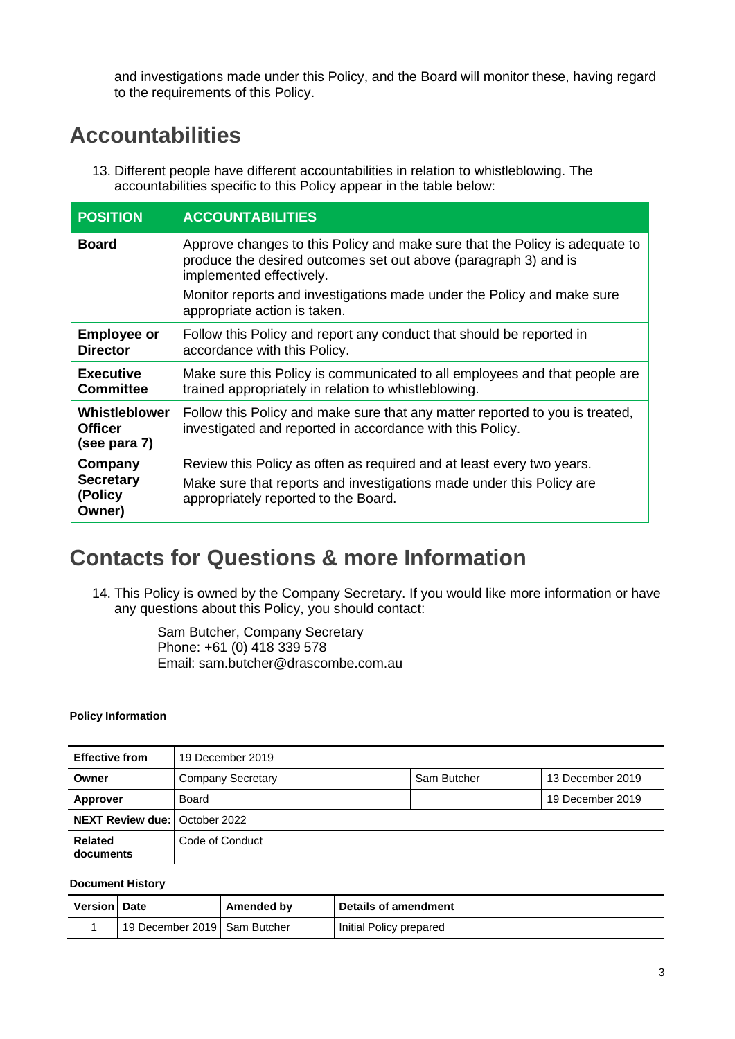and investigations made under this Policy, and the Board will monitor these, having regard to the requirements of this Policy.

## Accountabilities

13. Different people have different accountabilities in relation to whistleblowing. The accountabilities specific to this Policy appear in the table below:

| POSITION | ACCOUNTABILITIES |
|---|---|
| **Board** | Approve changes to this Policy and make sure that the Policy is adequate to produce the desired outcomes set out above (paragraph 3) and is implemented effectively.<br>Monitor reports and investigations made under the Policy and make sure appropriate action is taken. |
| **Employee or Director** | Follow this Policy and report any conduct that should be reported in accordance with this Policy. |
| **Executive Committee** | Make sure this Policy is communicated to all employees and that people are trained appropriately in relation to whistleblowing. |
| **Whistleblower Officer (see para 7)** | Follow this Policy and make sure that any matter reported to you is treated, investigated and reported in accordance with this Policy. |
| **Company Secretary (Policy Owner)** | Review this Policy as often as required and at least every two years.<br>Make sure that reports and investigations made under this Policy are appropriately reported to the Board. |

## Contacts for Questions & more Information

14. This Policy is owned by the Company Secretary. If you would like more information or have any questions about this Policy, you should contact:

 Sam Butcher, Company Secretary
 Phone: +61 (0) 418 339 578
 Email: sam.butcher@drascombe.com.au

**Policy Information**

| **Effective from** | 19 December 2019 | | |
|---|---|---|---|
| **Owner** | Company Secretary | Sam Butcher | 13 December 2019 |
| **Approver** | Board | | 19 December 2019 |
| **NEXT Review due:** | October 2022 | | |
| **Related documents** | Code of Conduct | | |

**Document History**

| Version | Date | Amended by | Details of amendment |
|---|---|---|---|
| 1 | 19 December 2019 | Sam Butcher | Initial Policy prepared |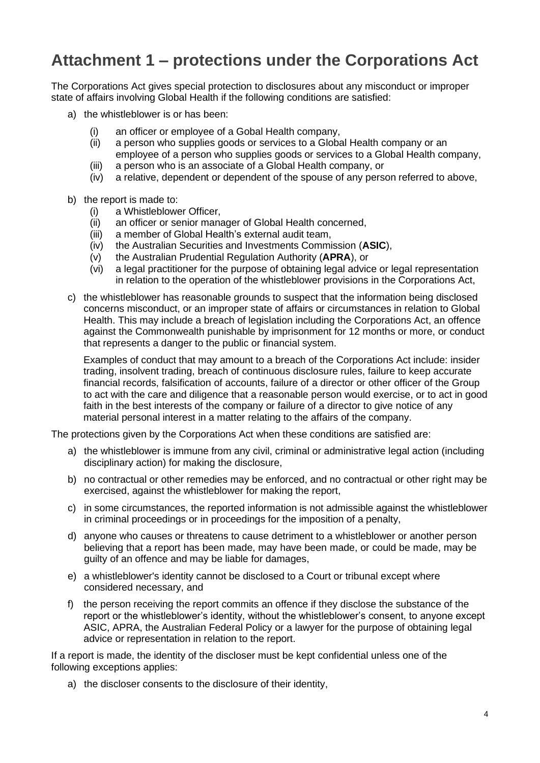# Attachment 1 – protections under the Corporations Act

The Corporations Act gives special protection to disclosures about any misconduct or improper state of affairs involving Global Health if the following conditions are satisfied:

a) the whistleblower is or has been:
   (i) an officer or employee of a Gobal Health company,
   (ii) a person who supplies goods or services to a Global Health company or an employee of a person who supplies goods or services to a Global Health company,
   (iii) a person who is an associate of a Global Health company, or
   (iv) a relative, dependent or dependent of the spouse of any person referred to above,

b) the report is made to:
   (i) a Whistleblower Officer,
   (ii) an officer or senior manager of Global Health concerned,
   (iii) a member of Global Health's external audit team,
   (iv) the Australian Securities and Investments Commission (**ASIC**),
   (v) the Australian Prudential Regulation Authority (**APRA**), or
   (vi) a legal practitioner for the purpose of obtaining legal advice or legal representation in relation to the operation of the whistleblower provisions in the Corporations Act,

c) the whistleblower has reasonable grounds to suspect that the information being disclosed concerns misconduct, or an improper state of affairs or circumstances in relation to Global Health. This may include a breach of legislation including the Corporations Act, an offence against the Commonwealth punishable by imprisonment for 12 months or more, or conduct that represents a danger to the public or financial system.

   Examples of conduct that may amount to a breach of the Corporations Act include: insider trading, insolvent trading, breach of continuous disclosure rules, failure to keep accurate financial records, falsification of accounts, failure of a director or other officer of the Group to act with the care and diligence that a reasonable person would exercise, or to act in good faith in the best interests of the company or failure of a director to give notice of any material personal interest in a matter relating to the affairs of the company.

The protections given by the Corporations Act when these conditions are satisfied are:

a) the whistleblower is immune from any civil, criminal or administrative legal action (including disciplinary action) for making the disclosure,

b) no contractual or other remedies may be enforced, and no contractual or other right may be exercised, against the whistleblower for making the report,

c) in some circumstances, the reported information is not admissible against the whistleblower in criminal proceedings or in proceedings for the imposition of a penalty,

d) anyone who causes or threatens to cause detriment to a whistleblower or another person believing that a report has been made, may have been made, or could be made, may be guilty of an offence and may be liable for damages,

e) a whistleblower's identity cannot be disclosed to a Court or tribunal except where considered necessary, and

f) the person receiving the report commits an offence if they disclose the substance of the report or the whistleblower's identity, without the whistleblower's consent, to anyone except ASIC, APRA, the Australian Federal Policy or a lawyer for the purpose of obtaining legal advice or representation in relation to the report.

If a report is made, the identity of the discloser must be kept confidential unless one of the following exceptions applies:

a) the discloser consents to the disclosure of their identity,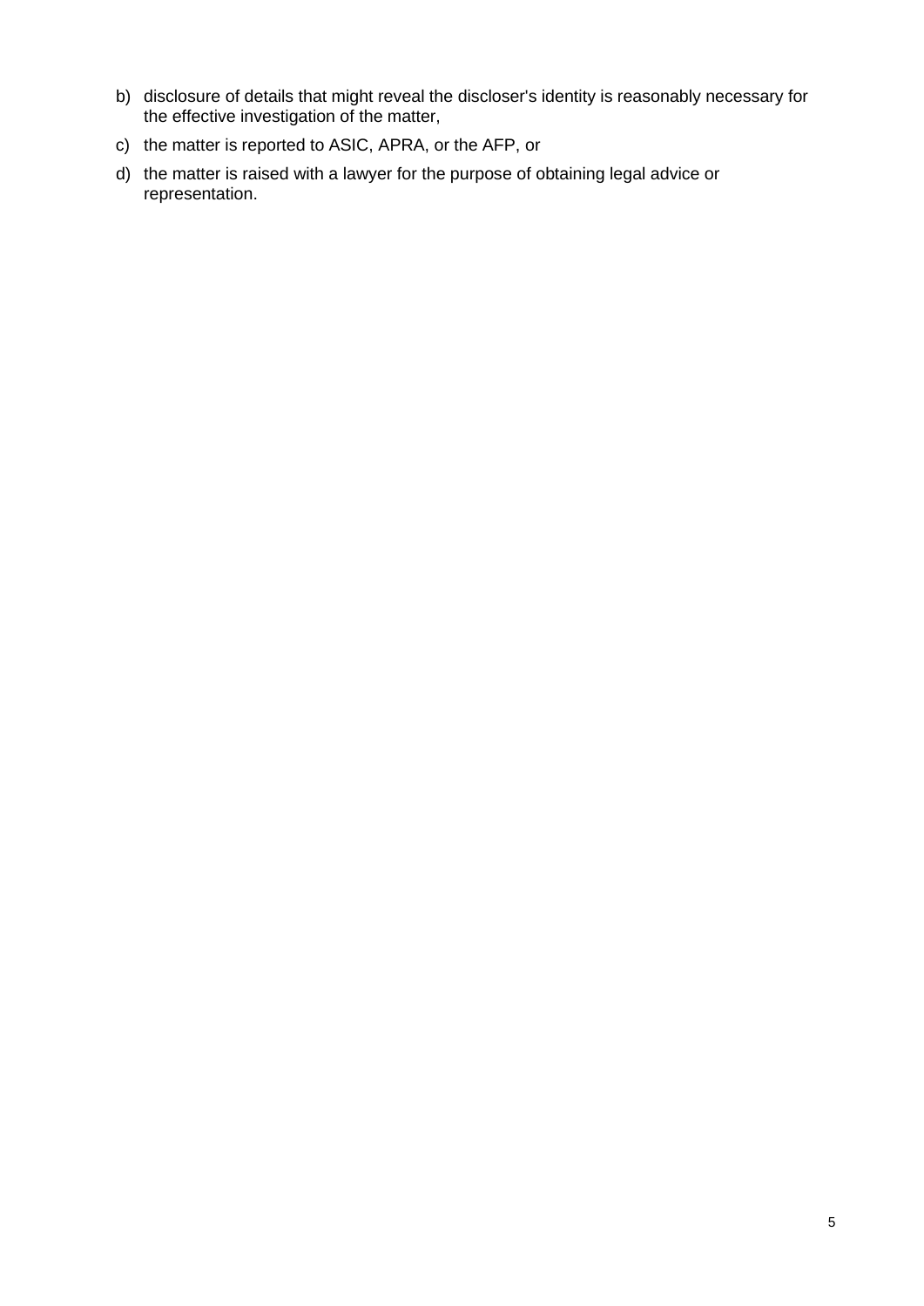b) disclosure of details that might reveal the discloser's identity is reasonably necessary for the effective investigation of the matter,

c) the matter is reported to ASIC, APRA, or the AFP, or

d) the matter is raised with a lawyer for the purpose of obtaining legal advice or representation.